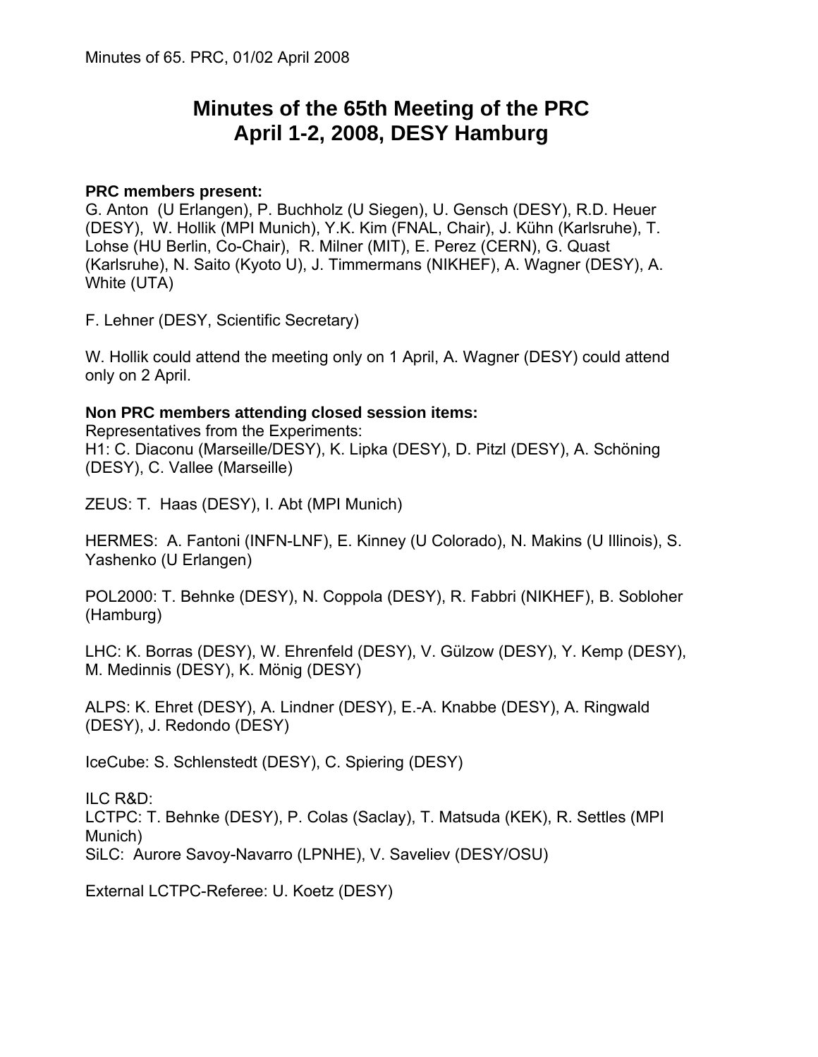# Minutes of the 65th Meeting of the PRC
# April 1-2, 2008, DESY Hamburg

**PRC members present:**
G. Anton (U Erlangen), P. Buchholz (U Siegen), U. Gensch (DESY), R.D. Heuer (DESY), W. Hollik (MPI Munich), Y.K. Kim (FNAL, Chair), J. Kühn (Karlsruhe), T. Lohse (HU Berlin, Co-Chair), R. Milner (MIT), E. Perez (CERN), G. Quast (Karlsruhe), N. Saito (Kyoto U), J. Timmermans (NIKHEF), A. Wagner (DESY), A. White (UTA)

F. Lehner (DESY, Scientific Secretary)

W. Hollik could attend the meeting only on 1 April, A. Wagner (DESY) could attend only on 2 April.

**Non PRC members attending closed session items:**
Representatives from the Experiments:
H1: C. Diaconu (Marseille/DESY), K. Lipka (DESY), D. Pitzl (DESY), A. Schöning (DESY), C. Vallee (Marseille)

ZEUS: T. Haas (DESY), I. Abt (MPI Munich)

HERMES: A. Fantoni (INFN-LNF), E. Kinney (U Colorado), N. Makins (U Illinois), S. Yashenko (U Erlangen)

POL2000: T. Behnke (DESY), N. Coppola (DESY), R. Fabbri (NIKHEF), B. Sobloher (Hamburg)

LHC: K. Borras (DESY), W. Ehrenfeld (DESY), V. Gülzow (DESY), Y. Kemp (DESY), M. Medinnis (DESY), K. Mönig (DESY)

ALPS: K. Ehret (DESY), A. Lindner (DESY), E.-A. Knabbe (DESY), A. Ringwald (DESY), J. Redondo (DESY)

IceCube: S. Schlenstedt (DESY), C. Spiering (DESY)

ILC R&D:
LCTPC: T. Behnke (DESY), P. Colas (Saclay), T. Matsuda (KEK), R. Settles (MPI Munich)
SiLC: Aurore Savoy-Navarro (LPNHE), V. Saveliev (DESY/OSU)

External LCTPC-Referee: U. Koetz (DESY)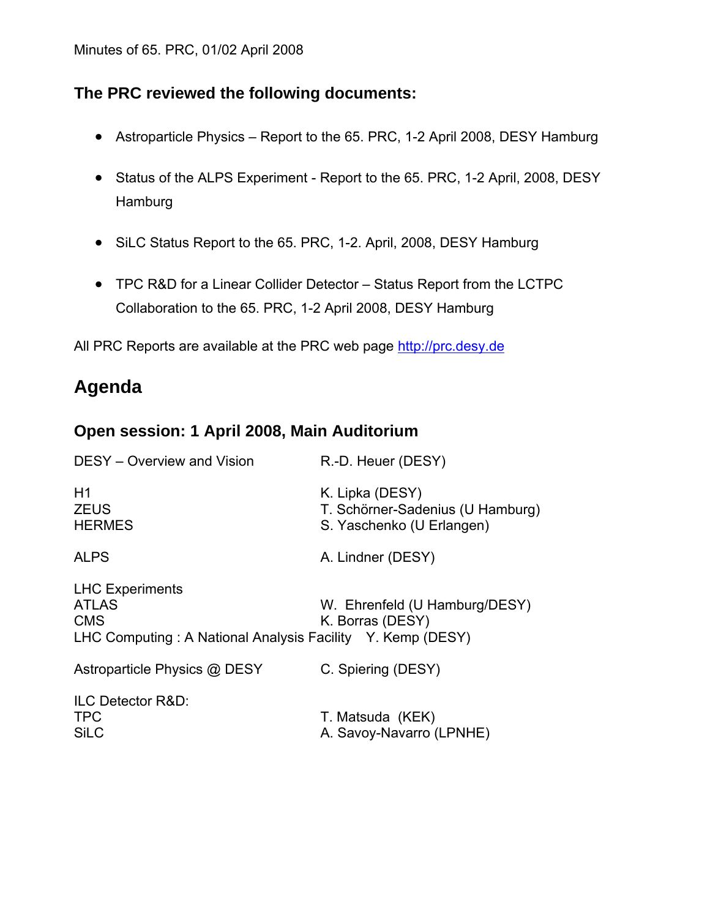Minutes of 65. PRC, 01/02 April 2008

### The PRC reviewed the following documents:

- Astroparticle Physics – Report to the 65. PRC, 1-2 April 2008, DESY Hamburg
- Status of the ALPS Experiment - Report to the 65. PRC, 1-2 April, 2008, DESY Hamburg
- SiLC Status Report to the 65. PRC, 1-2. April, 2008, DESY Hamburg
- TPC R&D for a Linear Collider Detector – Status Report from the LCTPC Collaboration to the 65. PRC, 1-2 April 2008, DESY Hamburg

All PRC Reports are available at the PRC web page http://prc.desy.de

## Agenda

### Open session: 1 April 2008, Main Auditorium

| | |
|---|---|
| DESY – Overview and Vision | R.-D. Heuer (DESY) |
| H1 | K. Lipka (DESY) |
| ZEUS | T. Schörner-Sadenius (U Hamburg) |
| HERMES | S. Yaschenko (U Erlangen) |
| ALPS | A. Lindner (DESY) |
| LHC Experiments | |
| ATLAS | W. Ehrenfeld (U Hamburg/DESY) |
| CMS | K. Borras (DESY) |
| LHC Computing : A National Analysis Facility | Y. Kemp (DESY) |
| Astroparticle Physics @ DESY | C. Spiering (DESY) |
| ILC Detector R&D: | |
| TPC | T. Matsuda (KEK) |
| SiLC | A. Savoy-Navarro (LPNHE) |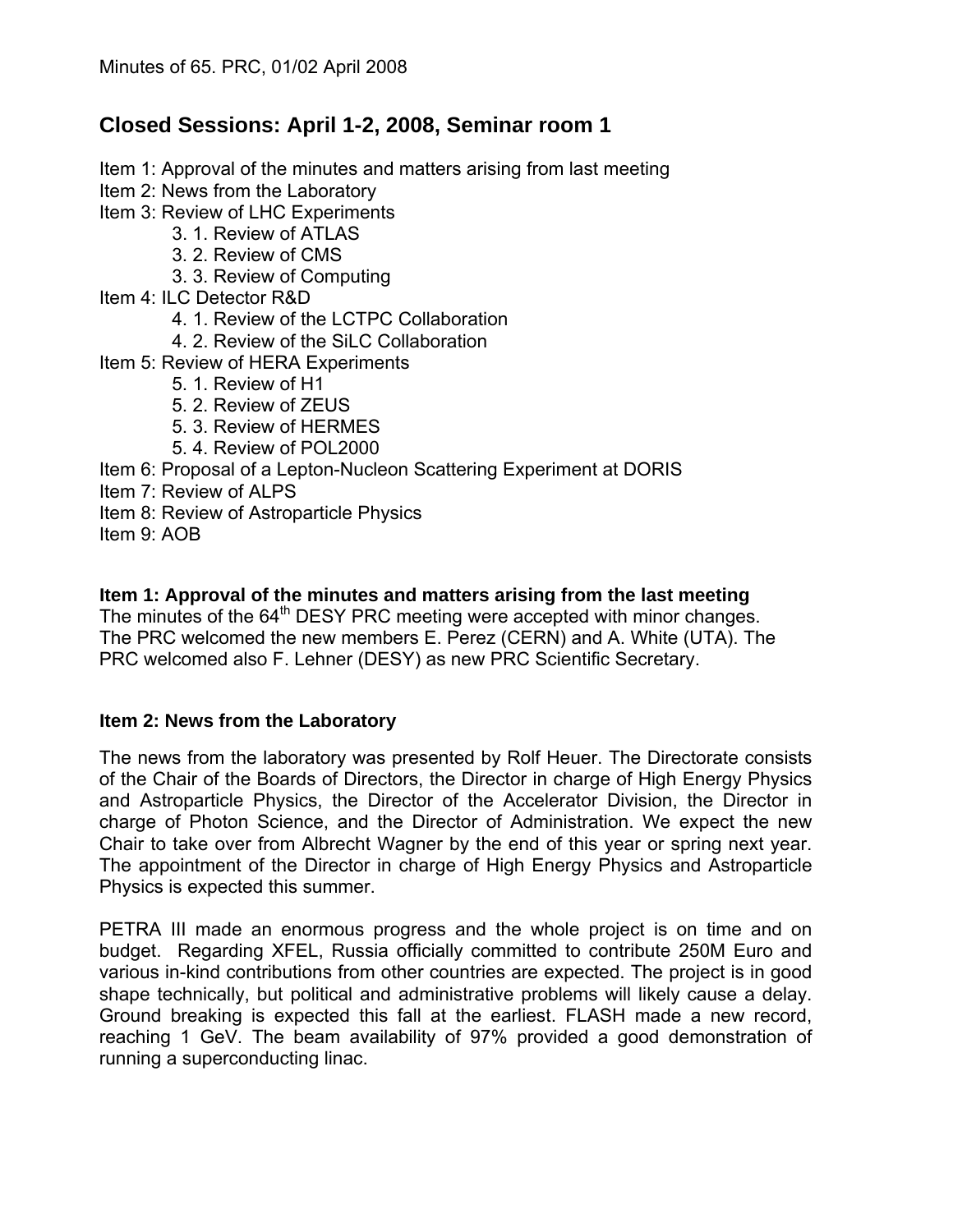Minutes of 65. PRC, 01/02 April 2008

## Closed Sessions: April 1-2, 2008, Seminar room 1

Item 1: Approval of the minutes and matters arising from last meeting
Item 2: News from the Laboratory
Item 3: Review of LHC Experiments
- 3. 1. Review of ATLAS
- 3. 2. Review of CMS
- 3. 3. Review of Computing

Item 4: ILC Detector R&D
- 4. 1. Review of the LCTPC Collaboration
- 4. 2. Review of the SiLC Collaboration

Item 5: Review of HERA Experiments
- 5. 1. Review of H1
- 5. 2. Review of ZEUS
- 5. 3. Review of HERMES
- 5. 4. Review of POL2000

Item 6: Proposal of a Lepton-Nucleon Scattering Experiment at DORIS
Item 7: Review of ALPS
Item 8: Review of Astroparticle Physics
Item 9: AOB

**Item 1: Approval of the minutes and matters arising from the last meeting**
The minutes of the 64$^{th}$ DESY PRC meeting were accepted with minor changes. The PRC welcomed the new members E. Perez (CERN) and A. White (UTA). The PRC welcomed also F. Lehner (DESY) as new PRC Scientific Secretary.

**Item 2: News from the Laboratory**

The news from the laboratory was presented by Rolf Heuer. The Directorate consists of the Chair of the Boards of Directors, the Director in charge of High Energy Physics and Astroparticle Physics, the Director of the Accelerator Division, the Director in charge of Photon Science, and the Director of Administration. We expect the new Chair to take over from Albrecht Wagner by the end of this year or spring next year. The appointment of the Director in charge of High Energy Physics and Astroparticle Physics is expected this summer.

PETRA III made an enormous progress and the whole project is on time and on budget. Regarding XFEL, Russia officially committed to contribute 250M Euro and various in-kind contributions from other countries are expected. The project is in good shape technically, but political and administrative problems will likely cause a delay. Ground breaking is expected this fall at the earliest. FLASH made a new record, reaching 1 GeV. The beam availability of 97% provided a good demonstration of running a superconducting linac.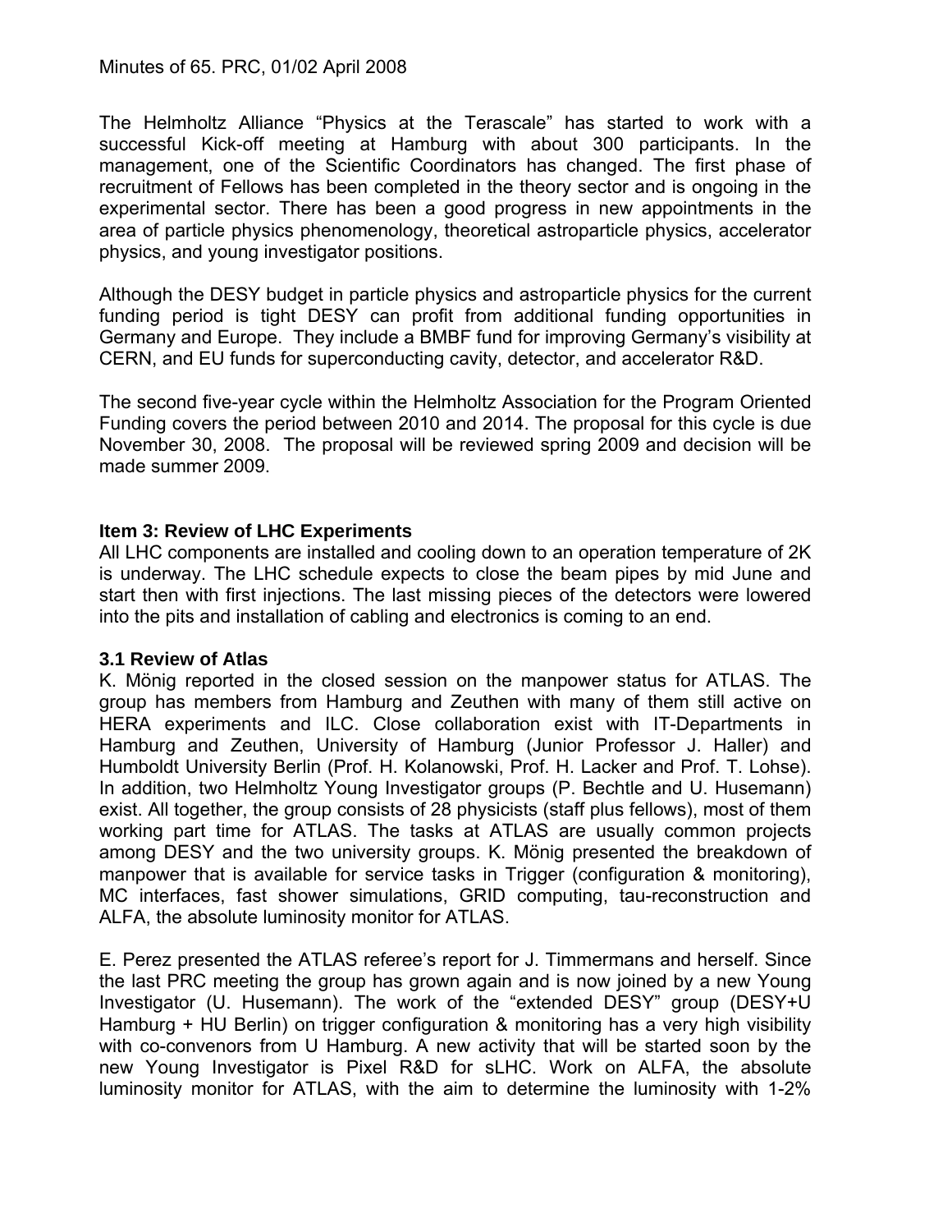The Helmholtz Alliance "Physics at the Terascale" has started to work with a successful Kick-off meeting at Hamburg with about 300 participants. In the management, one of the Scientific Coordinators has changed. The first phase of recruitment of Fellows has been completed in the theory sector and is ongoing in the experimental sector. There has been a good progress in new appointments in the area of particle physics phenomenology, theoretical astroparticle physics, accelerator physics, and young investigator positions.

Although the DESY budget in particle physics and astroparticle physics for the current funding period is tight DESY can profit from additional funding opportunities in Germany and Europe. They include a BMBF fund for improving Germany's visibility at CERN, and EU funds for superconducting cavity, detector, and accelerator R&D.

The second five-year cycle within the Helmholtz Association for the Program Oriented Funding covers the period between 2010 and 2014. The proposal for this cycle is due November 30, 2008. The proposal will be reviewed spring 2009 and decision will be made summer 2009.

### Item 3: Review of LHC Experiments

All LHC components are installed and cooling down to an operation temperature of 2K is underway. The LHC schedule expects to close the beam pipes by mid June and start then with first injections. The last missing pieces of the detectors were lowered into the pits and installation of cabling and electronics is coming to an end.

#### 3.1 Review of Atlas

K. Mönig reported in the closed session on the manpower status for ATLAS. The group has members from Hamburg and Zeuthen with many of them still active on HERA experiments and ILC. Close collaboration exist with IT-Departments in Hamburg and Zeuthen, University of Hamburg (Junior Professor J. Haller) and Humboldt University Berlin (Prof. H. Kolanowski, Prof. H. Lacker and Prof. T. Lohse). In addition, two Helmholtz Young Investigator groups (P. Bechtle and U. Husemann) exist. All together, the group consists of 28 physicists (staff plus fellows), most of them working part time for ATLAS. The tasks at ATLAS are usually common projects among DESY and the two university groups. K. Mönig presented the breakdown of manpower that is available for service tasks in Trigger (configuration & monitoring), MC interfaces, fast shower simulations, GRID computing, tau-reconstruction and ALFA, the absolute luminosity monitor for ATLAS.

E. Perez presented the ATLAS referee's report for J. Timmermans and herself. Since the last PRC meeting the group has grown again and is now joined by a new Young Investigator (U. Husemann). The work of the "extended DESY" group (DESY+U Hamburg + HU Berlin) on trigger configuration & monitoring has a very high visibility with co-convenors from U Hamburg. A new activity that will be started soon by the new Young Investigator is Pixel R&D for sLHC. Work on ALFA, the absolute luminosity monitor for ATLAS, with the aim to determine the luminosity with 1-2%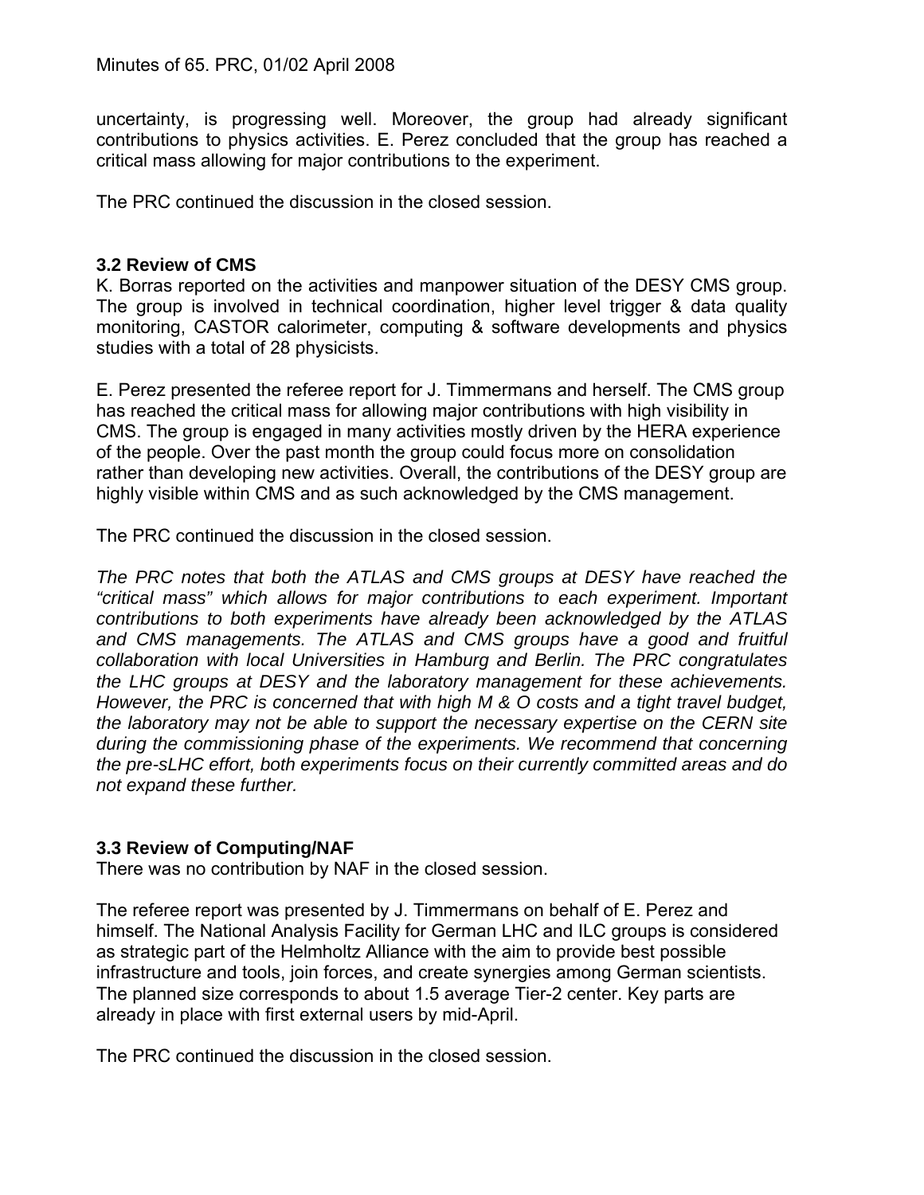uncertainty, is progressing well. Moreover, the group had already significant contributions to physics activities. E. Perez concluded that the group has reached a critical mass allowing for major contributions to the experiment.

The PRC continued the discussion in the closed session.

### 3.2 Review of CMS

K. Borras reported on the activities and manpower situation of the DESY CMS group. The group is involved in technical coordination, higher level trigger & data quality monitoring, CASTOR calorimeter, computing & software developments and physics studies with a total of 28 physicists.

E. Perez presented the referee report for J. Timmermans and herself. The CMS group has reached the critical mass for allowing major contributions with high visibility in CMS. The group is engaged in many activities mostly driven by the HERA experience of the people. Over the past month the group could focus more on consolidation rather than developing new activities. Overall, the contributions of the DESY group are highly visible within CMS and as such acknowledged by the CMS management.

The PRC continued the discussion in the closed session.

*The PRC notes that both the ATLAS and CMS groups at DESY have reached the "critical mass" which allows for major contributions to each experiment. Important contributions to both experiments have already been acknowledged by the ATLAS and CMS managements. The ATLAS and CMS groups have a good and fruitful collaboration with local Universities in Hamburg and Berlin. The PRC congratulates the LHC groups at DESY and the laboratory management for these achievements. However, the PRC is concerned that with high M & O costs and a tight travel budget, the laboratory may not be able to support the necessary expertise on the CERN site during the commissioning phase of the experiments. We recommend that concerning the pre-sLHC effort, both experiments focus on their currently committed areas and do not expand these further.*

### 3.3 Review of Computing/NAF

There was no contribution by NAF in the closed session.

The referee report was presented by J. Timmermans on behalf of E. Perez and himself. The National Analysis Facility for German LHC and ILC groups is considered as strategic part of the Helmholtz Alliance with the aim to provide best possible infrastructure and tools, join forces, and create synergies among German scientists. The planned size corresponds to about 1.5 average Tier-2 center. Key parts are already in place with first external users by mid-April.

The PRC continued the discussion in the closed session.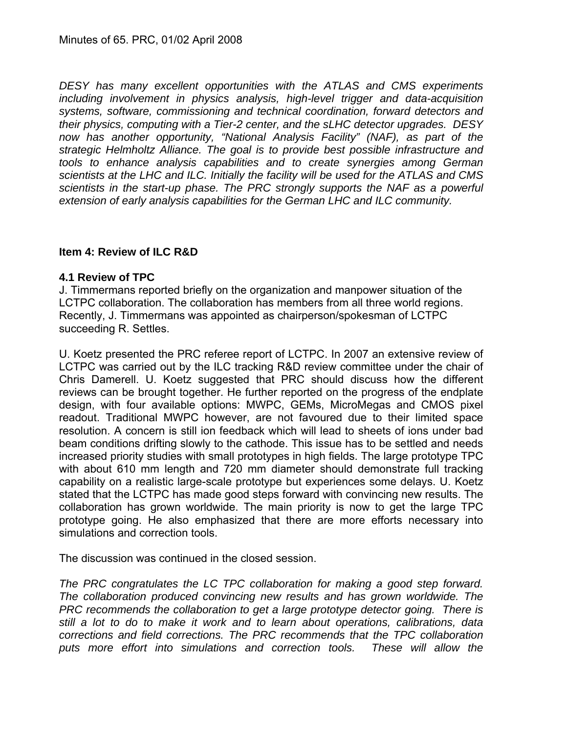*DESY has many excellent opportunities with the ATLAS and CMS experiments including involvement in physics analysis, high-level trigger and data-acquisition systems, software, commissioning and technical coordination, forward detectors and their physics, computing with a Tier-2 center, and the sLHC detector upgrades. DESY now has another opportunity, "National Analysis Facility" (NAF), as part of the strategic Helmholtz Alliance. The goal is to provide best possible infrastructure and tools to enhance analysis capabilities and to create synergies among German scientists at the LHC and ILC. Initially the facility will be used for the ATLAS and CMS scientists in the start-up phase. The PRC strongly supports the NAF as a powerful extension of early analysis capabilities for the German LHC and ILC community.*

### Item 4: Review of ILC R&D

#### 4.1 Review of TPC

J. Timmermans reported briefly on the organization and manpower situation of the LCTPC collaboration. The collaboration has members from all three world regions. Recently, J. Timmermans was appointed as chairperson/spokesman of LCTPC succeeding R. Settles.

U. Koetz presented the PRC referee report of LCTPC. In 2007 an extensive review of LCTPC was carried out by the ILC tracking R&D review committee under the chair of Chris Damerell. U. Koetz suggested that PRC should discuss how the different reviews can be brought together. He further reported on the progress of the endplate design, with four available options: MWPC, GEMs, MicroMegas and CMOS pixel readout. Traditional MWPC however, are not favoured due to their limited space resolution. A concern is still ion feedback which will lead to sheets of ions under bad beam conditions drifting slowly to the cathode. This issue has to be settled and needs increased priority studies with small prototypes in high fields. The large prototype TPC with about 610 mm length and 720 mm diameter should demonstrate full tracking capability on a realistic large-scale prototype but experiences some delays. U. Koetz stated that the LCTPC has made good steps forward with convincing new results. The collaboration has grown worldwide. The main priority is now to get the large TPC prototype going. He also emphasized that there are more efforts necessary into simulations and correction tools.

The discussion was continued in the closed session.

*The PRC congratulates the LC TPC collaboration for making a good step forward. The collaboration produced convincing new results and has grown worldwide. The PRC recommends the collaboration to get a large prototype detector going. There is still a lot to do to make it work and to learn about operations, calibrations, data corrections and field corrections. The PRC recommends that the TPC collaboration puts more effort into simulations and correction tools. These will allow the*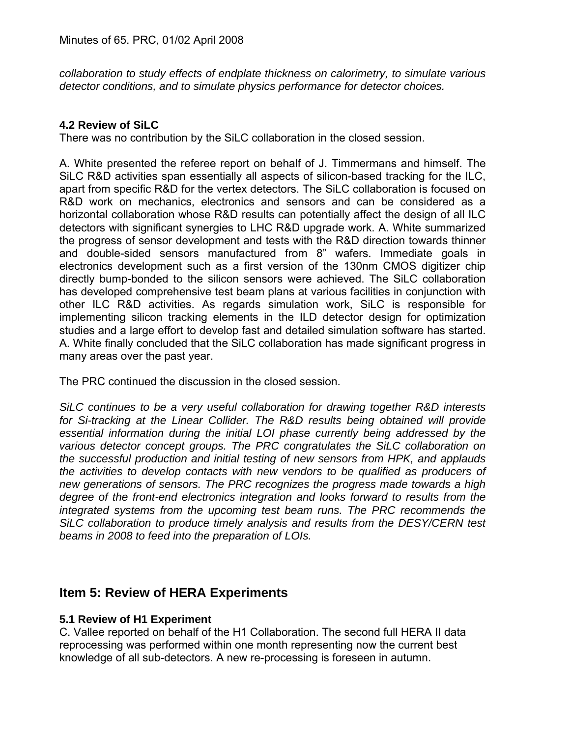*collaboration to study effects of endplate thickness on calorimetry, to simulate various detector conditions, and to simulate physics performance for detector choices.*

### 4.2 Review of SiLC

There was no contribution by the SiLC collaboration in the closed session.

A. White presented the referee report on behalf of J. Timmermans and himself. The SiLC R&D activities span essentially all aspects of silicon-based tracking for the ILC, apart from specific R&D for the vertex detectors. The SiLC collaboration is focused on R&D work on mechanics, electronics and sensors and can be considered as a horizontal collaboration whose R&D results can potentially affect the design of all ILC detectors with significant synergies to LHC R&D upgrade work. A. White summarized the progress of sensor development and tests with the R&D direction towards thinner and double-sided sensors manufactured from 8" wafers. Immediate goals in electronics development such as a first version of the 130nm CMOS digitizer chip directly bump-bonded to the silicon sensors were achieved. The SiLC collaboration has developed comprehensive test beam plans at various facilities in conjunction with other ILC R&D activities. As regards simulation work, SiLC is responsible for implementing silicon tracking elements in the ILD detector design for optimization studies and a large effort to develop fast and detailed simulation software has started. A. White finally concluded that the SiLC collaboration has made significant progress in many areas over the past year.

The PRC continued the discussion in the closed session.

*SiLC continues to be a very useful collaboration for drawing together R&D interests for Si-tracking at the Linear Collider. The R&D results being obtained will provide essential information during the initial LOI phase currently being addressed by the various detector concept groups. The PRC congratulates the SiLC collaboration on the successful production and initial testing of new sensors from HPK, and applauds the activities to develop contacts with new vendors to be qualified as producers of new generations of sensors. The PRC recognizes the progress made towards a high degree of the front-end electronics integration and looks forward to results from the integrated systems from the upcoming test beam runs. The PRC recommends the SiLC collaboration to produce timely analysis and results from the DESY/CERN test beams in 2008 to feed into the preparation of LOIs.*

## Item 5: Review of HERA Experiments

### 5.1 Review of H1 Experiment

C. Vallee reported on behalf of the H1 Collaboration. The second full HERA II data reprocessing was performed within one month representing now the current best knowledge of all sub-detectors. A new re-processing is foreseen in autumn.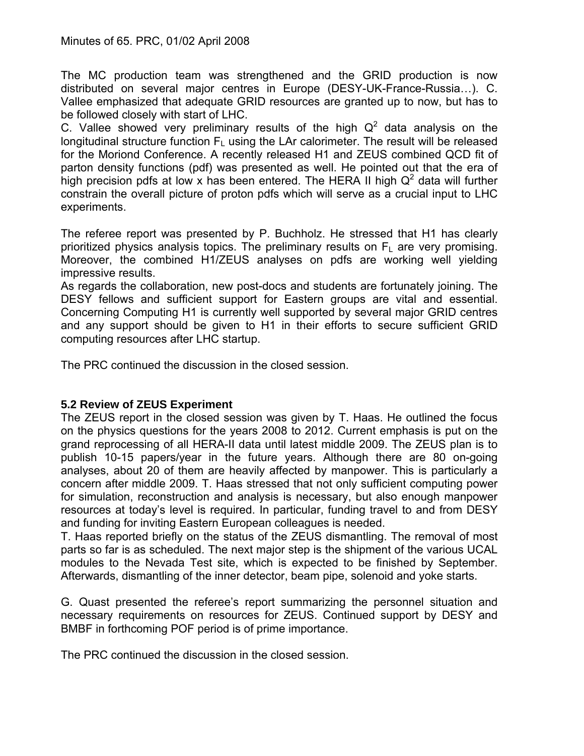The MC production team was strengthened and the GRID production is now distributed on several major centres in Europe (DESY-UK-France-Russia…). C. Vallee emphasized that adequate GRID resources are granted up to now, but has to be followed closely with start of LHC.

C. Vallee showed very preliminary results of the high $Q^2$ data analysis on the longitudinal structure function $F_L$ using the LAr calorimeter. The result will be released for the Moriond Conference. A recently released H1 and ZEUS combined QCD fit of parton density functions (pdf) was presented as well. He pointed out that the era of high precision pdfs at low x has been entered. The HERA II high $Q^2$ data will further constrain the overall picture of proton pdfs which will serve as a crucial input to LHC experiments.

The referee report was presented by P. Buchholz. He stressed that H1 has clearly prioritized physics analysis topics. The preliminary results on $F_L$ are very promising. Moreover, the combined H1/ZEUS analyses on pdfs are working well yielding impressive results.

As regards the collaboration, new post-docs and students are fortunately joining. The DESY fellows and sufficient support for Eastern groups are vital and essential. Concerning Computing H1 is currently well supported by several major GRID centres and any support should be given to H1 in their efforts to secure sufficient GRID computing resources after LHC startup.

The PRC continued the discussion in the closed session.

**5.2 Review of ZEUS Experiment**

The ZEUS report in the closed session was given by T. Haas. He outlined the focus on the physics questions for the years 2008 to 2012. Current emphasis is put on the grand reprocessing of all HERA-II data until latest middle 2009. The ZEUS plan is to publish 10-15 papers/year in the future years. Although there are 80 on-going analyses, about 20 of them are heavily affected by manpower. This is particularly a concern after middle 2009. T. Haas stressed that not only sufficient computing power for simulation, reconstruction and analysis is necessary, but also enough manpower resources at today's level is required. In particular, funding travel to and from DESY and funding for inviting Eastern European colleagues is needed.

T. Haas reported briefly on the status of the ZEUS dismantling. The removal of most parts so far is as scheduled. The next major step is the shipment of the various UCAL modules to the Nevada Test site, which is expected to be finished by September. Afterwards, dismantling of the inner detector, beam pipe, solenoid and yoke starts.

G. Quast presented the referee's report summarizing the personnel situation and necessary requirements on resources for ZEUS. Continued support by DESY and BMBF in forthcoming POF period is of prime importance.

The PRC continued the discussion in the closed session.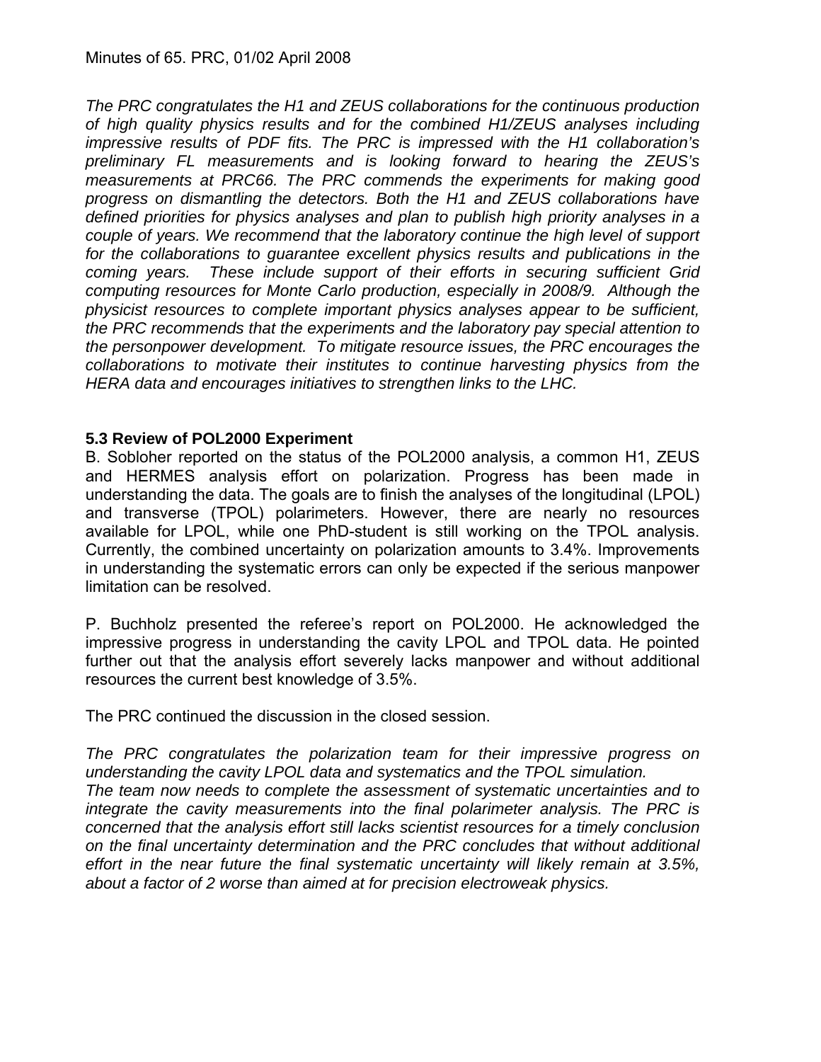Minutes of 65. PRC, 01/02 April 2008

*The PRC congratulates the H1 and ZEUS collaborations for the continuous production of high quality physics results and for the combined H1/ZEUS analyses including impressive results of PDF fits. The PRC is impressed with the H1 collaboration's preliminary FL measurements and is looking forward to hearing the ZEUS's measurements at PRC66. The PRC commends the experiments for making good progress on dismantling the detectors. Both the H1 and ZEUS collaborations have defined priorities for physics analyses and plan to publish high priority analyses in a couple of years. We recommend that the laboratory continue the high level of support for the collaborations to guarantee excellent physics results and publications in the coming years. These include support of their efforts in securing sufficient Grid computing resources for Monte Carlo production, especially in 2008/9. Although the physicist resources to complete important physics analyses appear to be sufficient, the PRC recommends that the experiments and the laboratory pay special attention to the personpower development. To mitigate resource issues, the PRC encourages the collaborations to motivate their institutes to continue harvesting physics from the HERA data and encourages initiatives to strengthen links to the LHC.*

### 5.3 Review of POL2000 Experiment

B. Sobloher reported on the status of the POL2000 analysis, a common H1, ZEUS and HERMES analysis effort on polarization. Progress has been made in understanding the data. The goals are to finish the analyses of the longitudinal (LPOL) and transverse (TPOL) polarimeters. However, there are nearly no resources available for LPOL, while one PhD-student is still working on the TPOL analysis. Currently, the combined uncertainty on polarization amounts to 3.4%. Improvements in understanding the systematic errors can only be expected if the serious manpower limitation can be resolved.

P. Buchholz presented the referee's report on POL2000. He acknowledged the impressive progress in understanding the cavity LPOL and TPOL data. He pointed further out that the analysis effort severely lacks manpower and without additional resources the current best knowledge of 3.5%.

The PRC continued the discussion in the closed session.

*The PRC congratulates the polarization team for their impressive progress on understanding the cavity LPOL data and systematics and the TPOL simulation.*
*The team now needs to complete the assessment of systematic uncertainties and to integrate the cavity measurements into the final polarimeter analysis. The PRC is concerned that the analysis effort still lacks scientist resources for a timely conclusion on the final uncertainty determination and the PRC concludes that without additional effort in the near future the final systematic uncertainty will likely remain at 3.5%, about a factor of 2 worse than aimed at for precision electroweak physics.*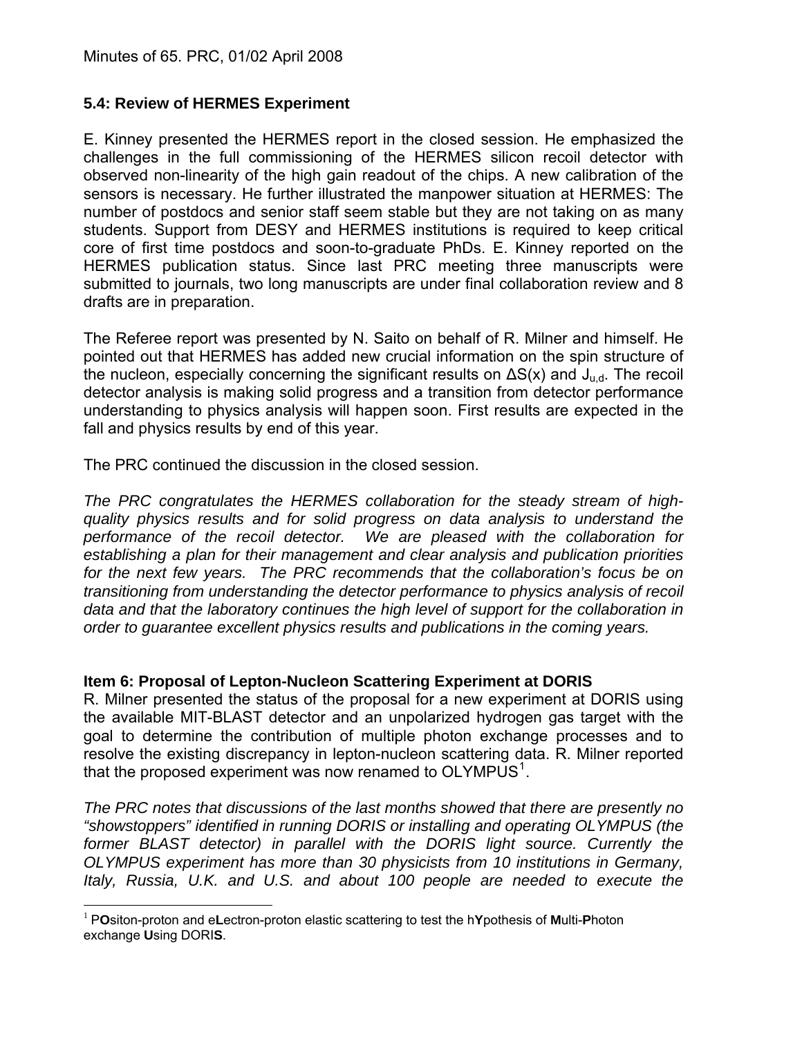### 5.4: Review of HERMES Experiment

E. Kinney presented the HERMES report in the closed session. He emphasized the challenges in the full commissioning of the HERMES silicon recoil detector with observed non-linearity of the high gain readout of the chips. A new calibration of the sensors is necessary. He further illustrated the manpower situation at HERMES: The number of postdocs and senior staff seem stable but they are not taking on as many students. Support from DESY and HERMES institutions is required to keep critical core of first time postdocs and soon-to-graduate PhDs. E. Kinney reported on the HERMES publication status. Since last PRC meeting three manuscripts were submitted to journals, two long manuscripts are under final collaboration review and 8 drafts are in preparation.

The Referee report was presented by N. Saito on behalf of R. Milner and himself. He pointed out that HERMES has added new crucial information on the spin structure of the nucleon, especially concerning the significant results on $\Delta S(x)$ and $J_{u,d}$. The recoil detector analysis is making solid progress and a transition from detector performance understanding to physics analysis will happen soon. First results are expected in the fall and physics results by end of this year.

The PRC continued the discussion in the closed session.

*The PRC congratulates the HERMES collaboration for the steady stream of high-quality physics results and for solid progress on data analysis to understand the performance of the recoil detector. We are pleased with the collaboration for establishing a plan for their management and clear analysis and publication priorities for the next few years. The PRC recommends that the collaboration's focus be on transitioning from understanding the detector performance to physics analysis of recoil data and that the laboratory continues the high level of support for the collaboration in order to guarantee excellent physics results and publications in the coming years.*

### Item 6: Proposal of Lepton-Nucleon Scattering Experiment at DORIS

R. Milner presented the status of the proposal for a new experiment at DORIS using the available MIT-BLAST detector and an unpolarized hydrogen gas target with the goal to determine the contribution of multiple photon exchange processes and to resolve the existing discrepancy in lepton-nucleon scattering data. R. Milner reported that the proposed experiment was now renamed to OLYMPUS[1].

*The PRC notes that discussions of the last months showed that there are presently no "showstoppers" identified in running DORIS or installing and operating OLYMPUS (the former BLAST detector) in parallel with the DORIS light source. Currently the OLYMPUS experiment has more than 30 physicists from 10 institutions in Germany, Italy, Russia, U.K. and U.S. and about 100 people are needed to execute the*

---

[1] P**O**siton-proton and e**L**ectron-proton elastic scattering to test the h**Y**pothesis of **M**ulti-**P**hoton exchange **U**sing DORI**S**.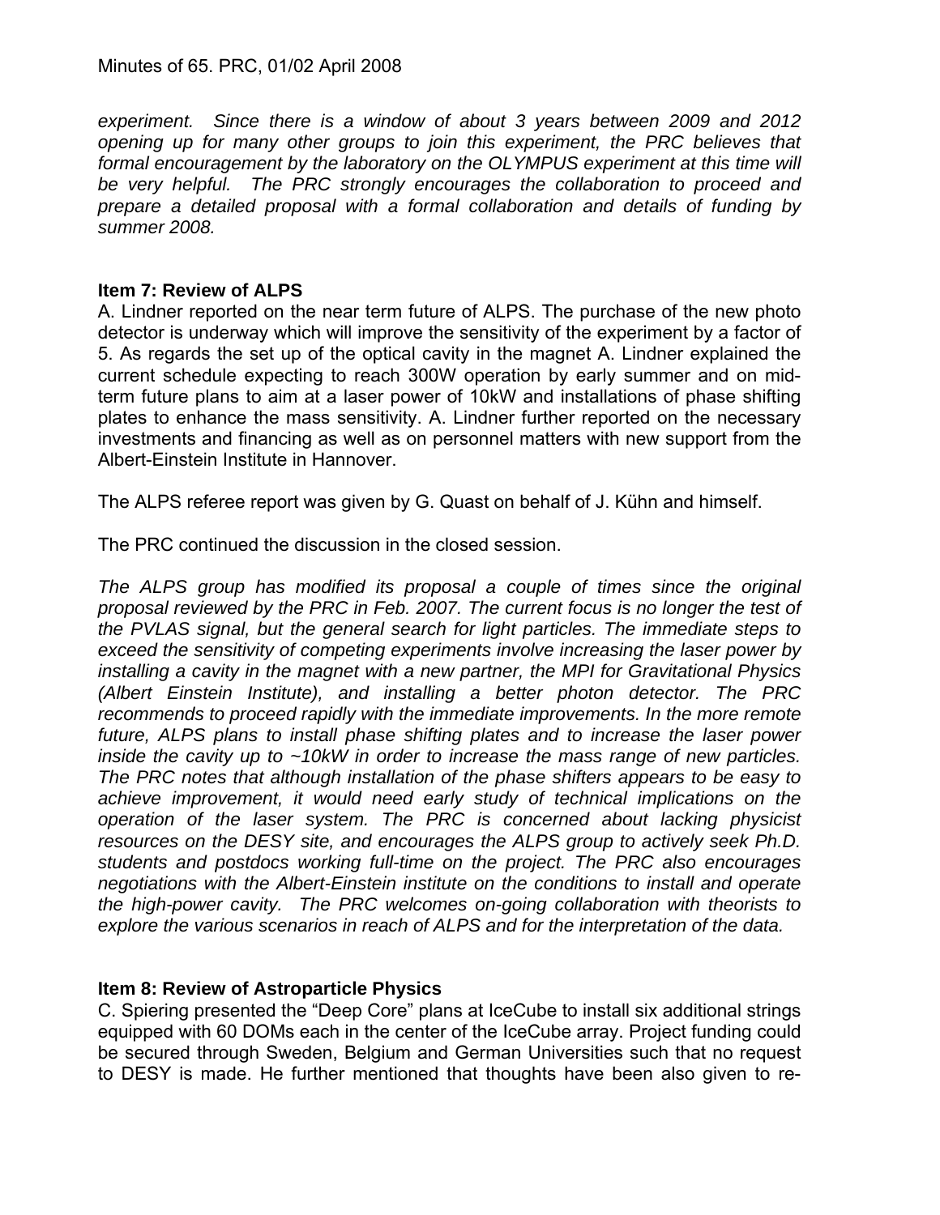*experiment. Since there is a window of about 3 years between 2009 and 2012 opening up for many other groups to join this experiment, the PRC believes that formal encouragement by the laboratory on the OLYMPUS experiment at this time will be very helpful. The PRC strongly encourages the collaboration to proceed and prepare a detailed proposal with a formal collaboration and details of funding by summer 2008.*

### Item 7: Review of ALPS

A. Lindner reported on the near term future of ALPS. The purchase of the new photo detector is underway which will improve the sensitivity of the experiment by a factor of 5. As regards the set up of the optical cavity in the magnet A. Lindner explained the current schedule expecting to reach 300W operation by early summer and on mid-term future plans to aim at a laser power of 10kW and installations of phase shifting plates to enhance the mass sensitivity. A. Lindner further reported on the necessary investments and financing as well as on personnel matters with new support from the Albert-Einstein Institute in Hannover.

The ALPS referee report was given by G. Quast on behalf of J. Kühn and himself.

The PRC continued the discussion in the closed session.

*The ALPS group has modified its proposal a couple of times since the original proposal reviewed by the PRC in Feb. 2007. The current focus is no longer the test of the PVLAS signal, but the general search for light particles. The immediate steps to exceed the sensitivity of competing experiments involve increasing the laser power by installing a cavity in the magnet with a new partner, the MPI for Gravitational Physics (Albert Einstein Institute), and installing a better photon detector. The PRC recommends to proceed rapidly with the immediate improvements. In the more remote future, ALPS plans to install phase shifting plates and to increase the laser power inside the cavity up to ~10kW in order to increase the mass range of new particles. The PRC notes that although installation of the phase shifters appears to be easy to achieve improvement, it would need early study of technical implications on the operation of the laser system. The PRC is concerned about lacking physicist resources on the DESY site, and encourages the ALPS group to actively seek Ph.D. students and postdocs working full-time on the project. The PRC also encourages negotiations with the Albert-Einstein institute on the conditions to install and operate the high-power cavity. The PRC welcomes on-going collaboration with theorists to explore the various scenarios in reach of ALPS and for the interpretation of the data.*

### Item 8: Review of Astroparticle Physics

C. Spiering presented the "Deep Core" plans at IceCube to install six additional strings equipped with 60 DOMs each in the center of the IceCube array. Project funding could be secured through Sweden, Belgium and German Universities such that no request to DESY is made. He further mentioned that thoughts have been also given to re-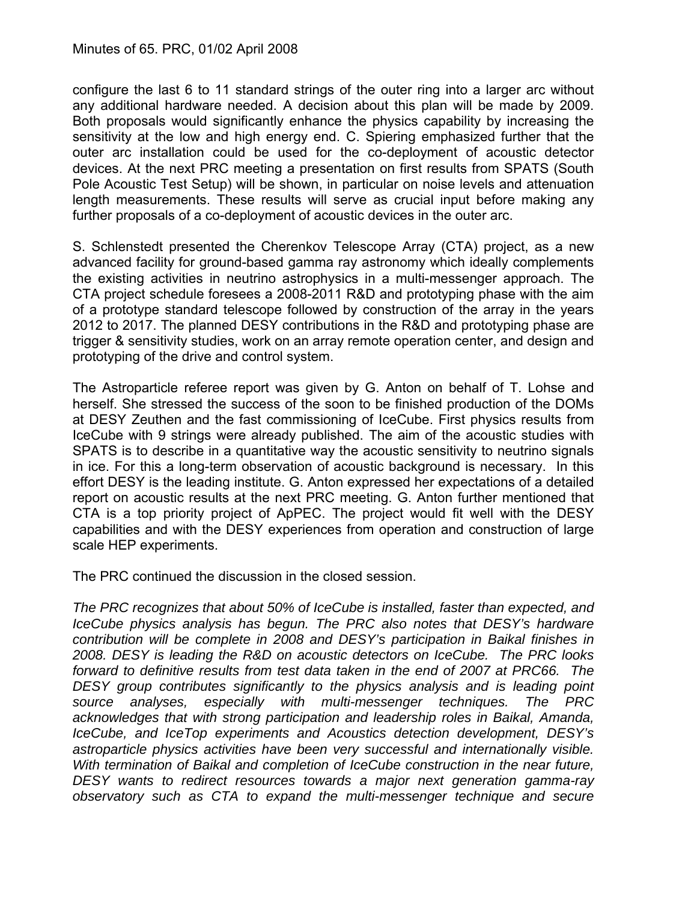configure the last 6 to 11 standard strings of the outer ring into a larger arc without any additional hardware needed. A decision about this plan will be made by 2009. Both proposals would significantly enhance the physics capability by increasing the sensitivity at the low and high energy end. C. Spiering emphasized further that the outer arc installation could be used for the co-deployment of acoustic detector devices. At the next PRC meeting a presentation on first results from SPATS (South Pole Acoustic Test Setup) will be shown, in particular on noise levels and attenuation length measurements. These results will serve as crucial input before making any further proposals of a co-deployment of acoustic devices in the outer arc.

S. Schlenstedt presented the Cherenkov Telescope Array (CTA) project, as a new advanced facility for ground-based gamma ray astronomy which ideally complements the existing activities in neutrino astrophysics in a multi-messenger approach. The CTA project schedule foresees a 2008-2011 R&D and prototyping phase with the aim of a prototype standard telescope followed by construction of the array in the years 2012 to 2017. The planned DESY contributions in the R&D and prototyping phase are trigger & sensitivity studies, work on an array remote operation center, and design and prototyping of the drive and control system.

The Astroparticle referee report was given by G. Anton on behalf of T. Lohse and herself. She stressed the success of the soon to be finished production of the DOMs at DESY Zeuthen and the fast commissioning of IceCube. First physics results from IceCube with 9 strings were already published. The aim of the acoustic studies with SPATS is to describe in a quantitative way the acoustic sensitivity to neutrino signals in ice. For this a long-term observation of acoustic background is necessary. In this effort DESY is the leading institute. G. Anton expressed her expectations of a detailed report on acoustic results at the next PRC meeting. G. Anton further mentioned that CTA is a top priority project of ApPEC. The project would fit well with the DESY capabilities and with the DESY experiences from operation and construction of large scale HEP experiments.

The PRC continued the discussion in the closed session.

*The PRC recognizes that about 50% of IceCube is installed, faster than expected, and IceCube physics analysis has begun. The PRC also notes that DESY's hardware contribution will be complete in 2008 and DESY's participation in Baikal finishes in 2008. DESY is leading the R&D on acoustic detectors on IceCube. The PRC looks forward to definitive results from test data taken in the end of 2007 at PRC66. The DESY group contributes significantly to the physics analysis and is leading point source analyses, especially with multi-messenger techniques. The PRC acknowledges that with strong participation and leadership roles in Baikal, Amanda, IceCube, and IceTop experiments and Acoustics detection development, DESY's astroparticle physics activities have been very successful and internationally visible. With termination of Baikal and completion of IceCube construction in the near future, DESY wants to redirect resources towards a major next generation gamma-ray observatory such as CTA to expand the multi-messenger technique and secure*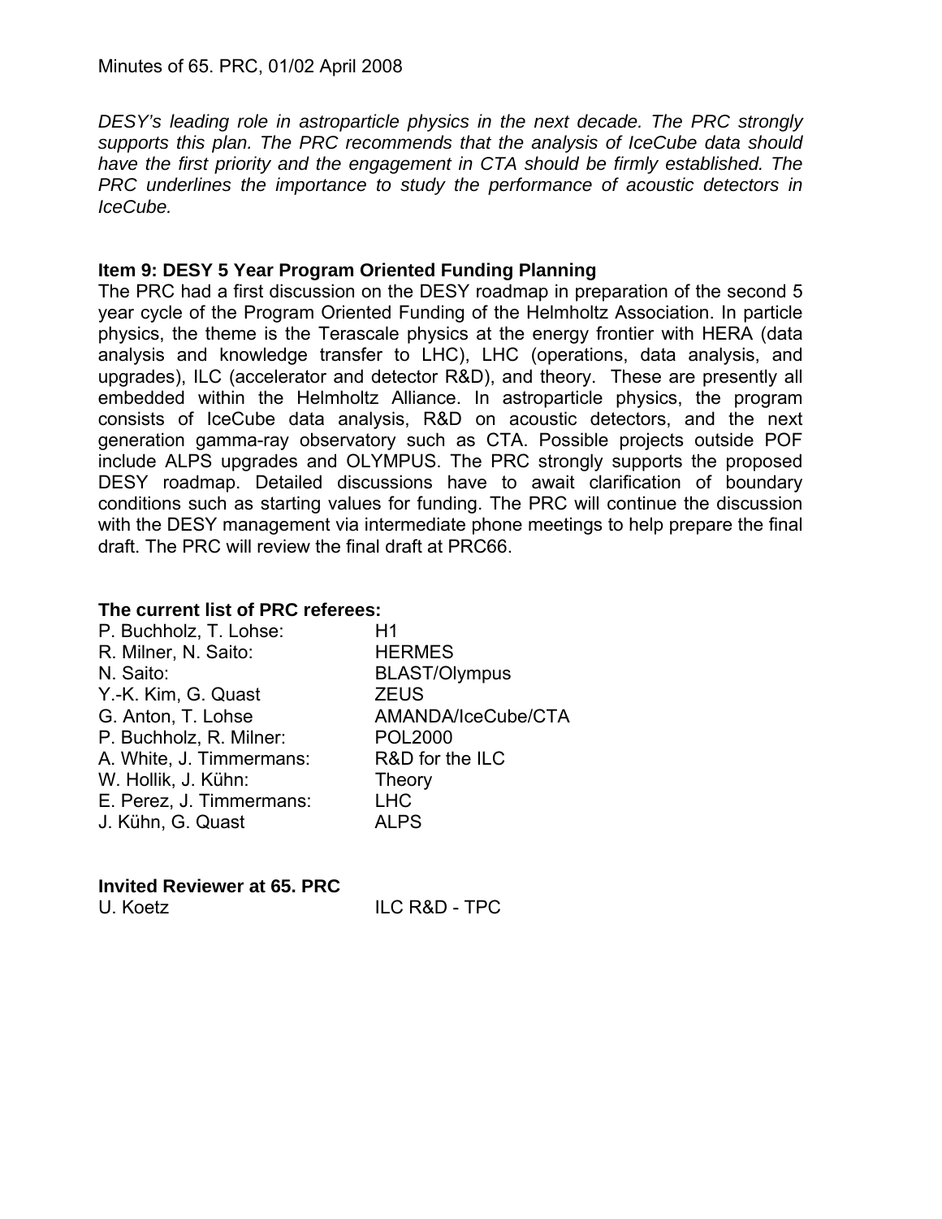*DESY's leading role in astroparticle physics in the next decade. The PRC strongly supports this plan. The PRC recommends that the analysis of IceCube data should have the first priority and the engagement in CTA should be firmly established. The PRC underlines the importance to study the performance of acoustic detectors in IceCube.*

### Item 9: DESY 5 Year Program Oriented Funding Planning

The PRC had a first discussion on the DESY roadmap in preparation of the second 5 year cycle of the Program Oriented Funding of the Helmholtz Association. In particle physics, the theme is the Terascale physics at the energy frontier with HERA (data analysis and knowledge transfer to LHC), LHC (operations, data analysis, and upgrades), ILC (accelerator and detector R&D), and theory. These are presently all embedded within the Helmholtz Alliance. In astroparticle physics, the program consists of IceCube data analysis, R&D on acoustic detectors, and the next generation gamma-ray observatory such as CTA. Possible projects outside POF include ALPS upgrades and OLYMPUS. The PRC strongly supports the proposed DESY roadmap. Detailed discussions have to await clarification of boundary conditions such as starting values for funding. The PRC will continue the discussion with the DESY management via intermediate phone meetings to help prepare the final draft. The PRC will review the final draft at PRC66.

### The current list of PRC referees:

| | |
|---|---|
| P. Buchholz, T. Lohse: | H1 |
| R. Milner, N. Saito: | HERMES |
| N. Saito: | BLAST/Olympus |
| Y.-K. Kim, G. Quast | ZEUS |
| G. Anton, T. Lohse | AMANDA/IceCube/CTA |
| P. Buchholz, R. Milner: | POL2000 |
| A. White, J. Timmermans: | R&D for the ILC |
| W. Hollik, J. Kühn: | Theory |
| E. Perez, J. Timmermans: | LHC |
| J. Kühn, G. Quast | ALPS |

### Invited Reviewer at 65. PRC

| | |
|---|---|
| U. Koetz | ILC R&D - TPC |